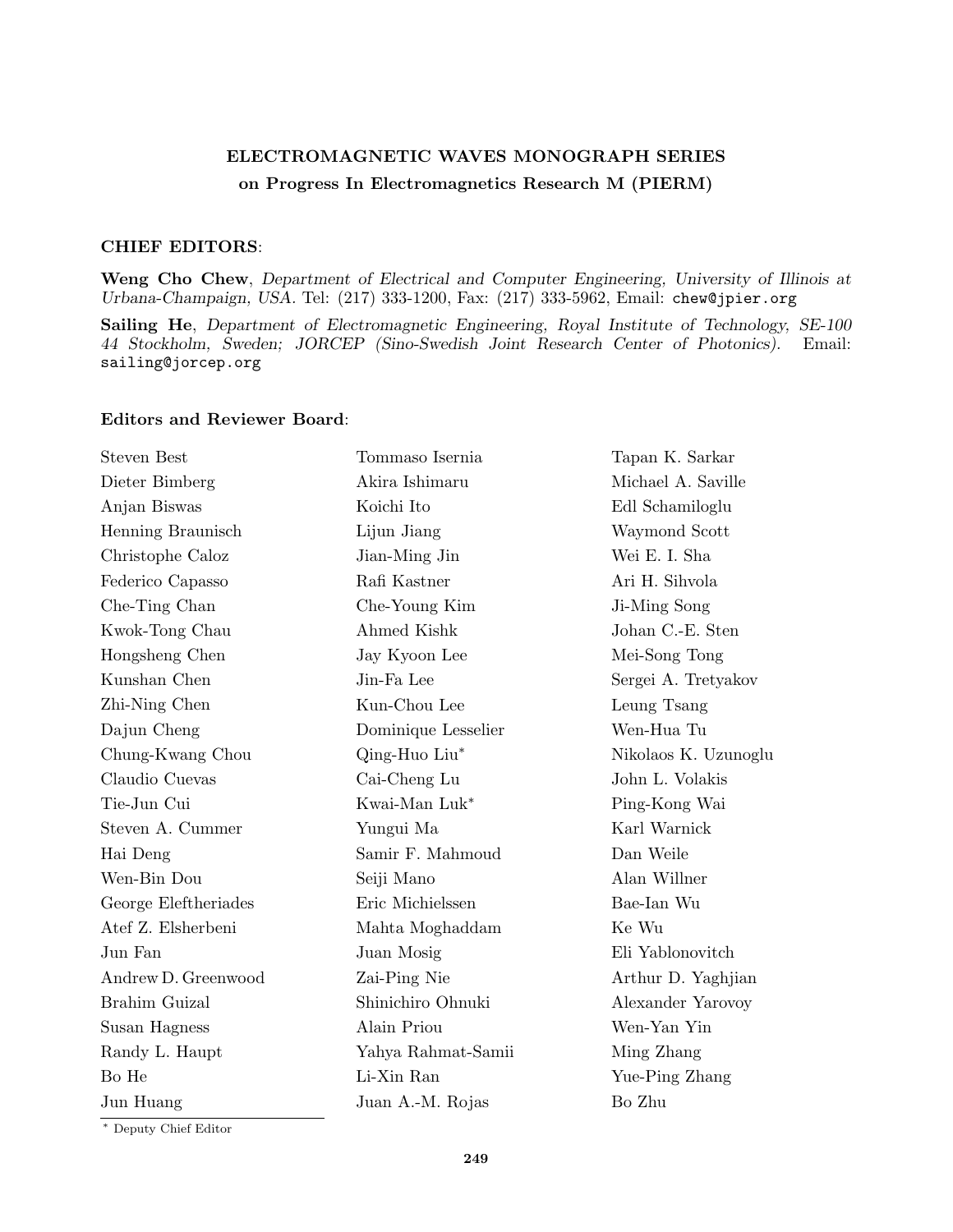**ELECTROMAGNETIC WAVES MONOGRAPH SERIES**

**on Progress In Electromagnetics Research M (PIERM)**

**CHIEF EDITORS**:

**Weng Cho Chew**, *Department of Electrical and Computer Engineering, University of Illinois at Urbana-Champaign, USA.* Tel: (217) 333-1200, Fax: (217) 333-5962, Email: chew@jpier.org

**Sailing He**, *Department of Electromagnetic Engineering, Royal Institute of Technology, SE-100 44 Stockholm, Sweden; JORCEP (Sino-Swedish Joint Research Center of Photonics).* Email: sailing@jorcep.org

**Editors and Reviewer Board**:

Steven Best
Dieter Bimberg
Anjan Biswas
Henning Braunisch
Christophe Caloz
Federico Capasso
Che-Ting Chan
Kwok-Tong Chau
Hongsheng Chen
Kunshan Chen
Zhi-Ning Chen
Dajun Cheng
Chung-Kwang Chou
Claudio Cuevas
Tie-Jun Cui
Steven A. Cummer
Hai Deng
Wen-Bin Dou
George Eleftheriades
Atef Z. Elsherbeni
Jun Fan
Andrew D. Greenwood
Brahim Guizal
Susan Hagness
Randy L. Haupt
Bo He
Jun Huang
Tommaso Isernia
Akira Ishimaru
Koichi Ito
Lijun Jiang
Jian-Ming Jin
Rafi Kastner
Che-Young Kim
Ahmed Kishk
Jay Kyoon Lee
Jin-Fa Lee
Kun-Chou Lee
Dominique Lesselier
Qing-Huo Liu*
Cai-Cheng Lu
Kwai-Man Luk*
Yungui Ma
Samir F. Mahmoud
Seiji Mano
Eric Michielssen
Mahta Moghaddam
Juan Mosig
Zai-Ping Nie
Shinichiro Ohnuki
Alain Priou
Yahya Rahmat-Samii
Li-Xin Ran
Juan A.-M. Rojas
Tapan K. Sarkar
Michael A. Saville
Edl Schamiloglu
Waymond Scott
Wei E. I. Sha
Ari H. Sihvola
Ji-Ming Song
Johan C.-E. Sten
Mei-Song Tong
Sergei A. Tretyakov
Leung Tsang
Wen-Hua Tu
Nikolaos K. Uzunoglu
John L. Volakis
Ping-Kong Wai
Karl Warnick
Dan Weile
Alan Willner
Bae-Ian Wu
Ke Wu
Eli Yablonovitch
Arthur D. Yaghjian
Alexander Yarovoy
Wen-Yan Yin
Ming Zhang
Yue-Ping Zhang
Bo Zhu

\* Deputy Chief Editor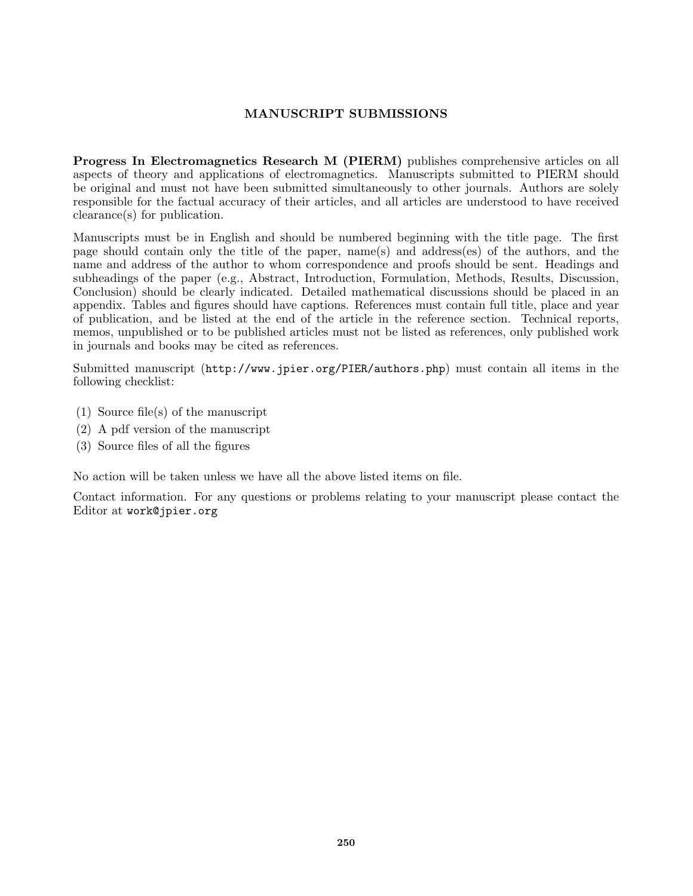## MANUSCRIPT SUBMISSIONS

**Progress In Electromagnetics Research M (PIERM)** publishes comprehensive articles on all aspects of theory and applications of electromagnetics. Manuscripts submitted to PIERM should be original and must not have been submitted simultaneously to other journals. Authors are solely responsible for the factual accuracy of their articles, and all articles are understood to have received clearance(s) for publication.

Manuscripts must be in English and should be numbered beginning with the title page. The first page should contain only the title of the paper, name(s) and address(es) of the authors, and the name and address of the author to whom correspondence and proofs should be sent. Headings and subheadings of the paper (e.g., Abstract, Introduction, Formulation, Methods, Results, Discussion, Conclusion) should be clearly indicated. Detailed mathematical discussions should be placed in an appendix. Tables and figures should have captions. References must contain full title, place and year of publication, and be listed at the end of the article in the reference section. Technical reports, memos, unpublished or to be published articles must not be listed as references, only published work in journals and books may be cited as references.

Submitted manuscript (`http://www.jpier.org/PIER/authors.php`) must contain all items in the following checklist:

(1) Source file(s) of the manuscript
(2) A pdf version of the manuscript
(3) Source files of all the figures

No action will be taken unless we have all the above listed items on file.

Contact information. For any questions or problems relating to your manuscript please contact the Editor at `work@jpier.org`